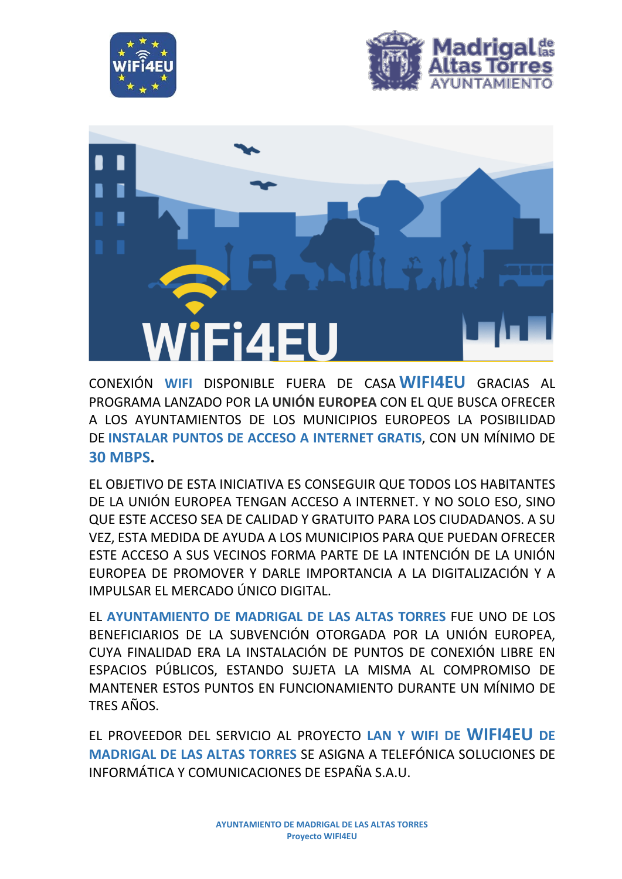CONEXIÓN **WIFI** DISPONIBLE FUERA DE CASA **WIFI4EU** GRACIAS AL PROGRAMA LANZADO POR LA **UNIÓN EUROPEA** CON EL QUE BUSCA OFRECER A LOS AYUNTAMIENTOS DE LOS MUNICIPIOS EUROPEOS LA POSIBILIDAD DE **INSTALAR PUNTOS DE ACCESO A INTERNET GRATIS**, CON UN MÍNIMO DE **30 MBPS.**

EL OBJETIVO DE ESTA INICIATIVA ES CONSEGUIR QUE TODOS LOS HABITANTES DE LA UNIÓN EUROPEA TENGAN ACCESO A INTERNET. Y NO SOLO ESO, SINO QUE ESTE ACCESO SEA DE CALIDAD Y GRATUITO PARA LOS CIUDADANOS. A SU VEZ, ESTA MEDIDA DE AYUDA A LOS MUNICIPIOS PARA QUE PUEDAN OFRECER ESTE ACCESO A SUS VECINOS FORMA PARTE DE LA INTENCIÓN DE LA UNIÓN EUROPEA DE PROMOVER Y DARLE IMPORTANCIA A LA DIGITALIZACIÓN Y A IMPULSAR EL MERCADO ÚNICO DIGITAL.

EL **AYUNTAMIENTO DE MADRIGAL DE LAS ALTAS TORRES** FUE UNO DE LOS BENEFICIARIOS DE LA SUBVENCIÓN OTORGADA POR LA UNIÓN EUROPEA, CUYA FINALIDAD ERA LA INSTALACIÓN DE PUNTOS DE CONEXIÓN LIBRE EN ESPACIOS PÚBLICOS, ESTANDO SUJETA LA MISMA AL COMPROMISO DE MANTENER ESTOS PUNTOS EN FUNCIONAMIENTO DURANTE UN MÍNIMO DE TRES AÑOS.

EL PROVEEDOR DEL SERVICIO AL PROYECTO **LAN Y WIFI DE WIFI4EU DE MADRIGAL DE LAS ALTAS TORRES** SE ASIGNA A TELEFÓNICA SOLUCIONES DE INFORMÁTICA Y COMUNICACIONES DE ESPAÑA S.A.U.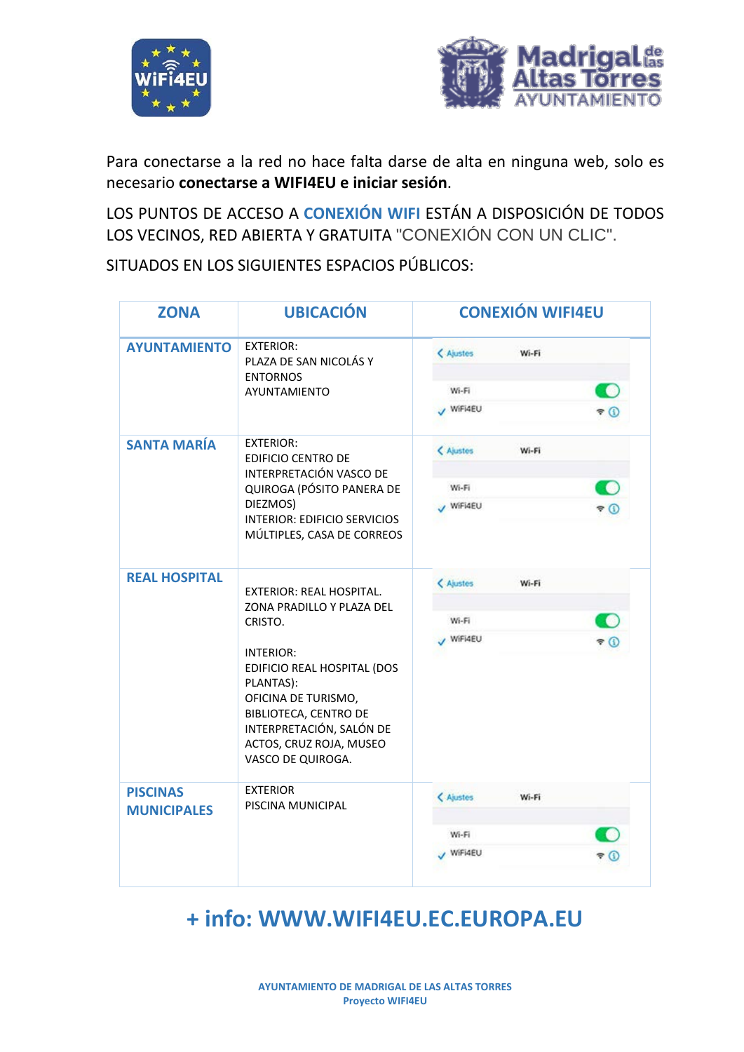Para conectarse a la red no hace falta darse de alta en ninguna web, solo es necesario **conectarse a WIFI4EU e iniciar sesión**.

LOS PUNTOS DE ACCESO A **CONEXIÓN WIFI** ESTÁN A DISPOSICIÓN DE TODOS LOS VECINOS, RED ABIERTA Y GRATUITA "CONEXIÓN CON UN CLIC".

SITUADOS EN LOS SIGUIENTES ESPACIOS PÚBLICOS:

| ZONA | UBICACIÓN | CONEXIÓN WIFI4EU |
|---|---|---|
| **AYUNTAMIENTO** | EXTERIOR:<br>PLAZA DE SAN NICOLÁS Y ENTORNOS AYUNTAMIENTO | Ajustes Wi-Fi<br>Wi-Fi<br>WIFI4EU |
| **SANTA MARÍA** | EXTERIOR:<br>EDIFICIO CENTRO DE INTERPRETACIÓN VASCO DE QUIROGA (PÓSITO PANERA DE DIEZMOS)<br>INTERIOR: EDIFICIO SERVICIOS MÚLTIPLES, CASA DE CORREOS | Ajustes Wi-Fi<br>Wi-Fi<br>WIFI4EU |
| **REAL HOSPITAL** | EXTERIOR: REAL HOSPITAL. ZONA PRADILLO Y PLAZA DEL CRISTO.<br><br>INTERIOR:<br>EDIFICIO REAL HOSPITAL (DOS PLANTAS):<br>OFICINA DE TURISMO, BIBLIOTECA, CENTRO DE INTERPRETACIÓN, SALÓN DE ACTOS, CRUZ ROJA, MUSEO VASCO DE QUIROGA. | Ajustes Wi-Fi<br>Wi-Fi<br>WIFI4EU |
| **PISCINAS MUNICIPALES** | EXTERIOR<br>PISCINA MUNICIPAL | Ajustes Wi-Fi<br>Wi-Fi<br>WIFI4EU |

## + info: WWW.WIFI4EU.EC.EUROPA.EU

**AYUNTAMIENTO DE MADRIGAL DE LAS ALTAS TORRES**
**Proyecto WIFI4EU**